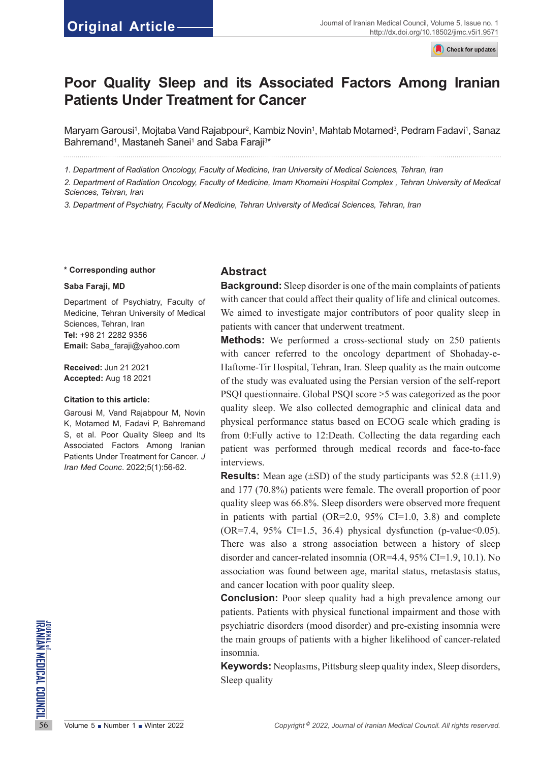Original Article

# Poor Quality Sleep and its Associated Factors Among Iranian Patients Under Treatment for Cancer

Maryam Garousi[1], Mojtaba Vand Rajabpour[2], Kambiz Novin[1], Mahtab Motamed[3], Pedram Fadavi[1], Sanaz Bahremand[1], Mastaneh Sanei[1] and Saba Faraji[3]*

1. Department of Radiation Oncology, Faculty of Medicine, Iran University of Medical Sciences, Tehran, Iran

2. Department of Radiation Oncology, Faculty of Medicine, Imam Khomeini Hospital Complex , Tehran University of Medical Sciences, Tehran, Iran

3. Department of Psychiatry, Faculty of Medicine, Tehran University of Medical Sciences, Tehran, Iran

**\* Corresponding author**

**Saba Faraji, MD**

Department of Psychiatry, Faculty of Medicine, Tehran University of Medical Sciences, Tehran, Iran
**Tel:** +98 21 2282 9356
**Email:** Saba_faraji@yahoo.com

**Received:** Jun 21 2021
**Accepted:** Aug 18 2021

**Citation to this article:**

Garousi M, Vand Rajabpour M, Novin K, Motamed M, Fadavi P, Bahremand S, et al. Poor Quality Sleep and Its Associated Factors Among Iranian Patients Under Treatment for Cancer. *J Iran Med Counc*. 2022;5(1):56-62.

## Abstract

**Background:** Sleep disorder is one of the main complaints of patients with cancer that could affect their quality of life and clinical outcomes. We aimed to investigate major contributors of poor quality sleep in patients with cancer that underwent treatment.

**Methods:** We performed a cross-sectional study on 250 patients with cancer referred to the oncology department of Shohaday-e-Haftome-Tir Hospital, Tehran, Iran. Sleep quality as the main outcome of the study was evaluated using the Persian version of the self-report PSQI questionnaire. Global PSQI score >5 was categorized as the poor quality sleep. We also collected demographic and clinical data and physical performance status based on ECOG scale which grading is from 0:Fully active to 12:Death. Collecting the data regarding each patient was performed through medical records and face-to-face interviews.

**Results:** Mean age (±SD) of the study participants was 52.8 (±11.9) and 177 (70.8%) patients were female. The overall proportion of poor quality sleep was 66.8%. Sleep disorders were observed more frequent in patients with partial (OR=2.0, 95% CI=1.0, 3.8) and complete (OR=7.4, 95% CI=1.5, 36.4) physical dysfunction (p-value<0.05). There was also a strong association between a history of sleep disorder and cancer-related insomnia (OR=4.4, 95% CI=1.9, 10.1). No association was found between age, marital status, metastasis status, and cancer location with poor quality sleep.

**Conclusion:** Poor sleep quality had a high prevalence among our patients. Patients with physical functional impairment and those with psychiatric disorders (mood disorder) and pre-existing insomnia were the main groups of patients with a higher likelihood of cancer-related insomnia.

**Keywords:** Neoplasms, Pittsburg sleep quality index, Sleep disorders, Sleep quality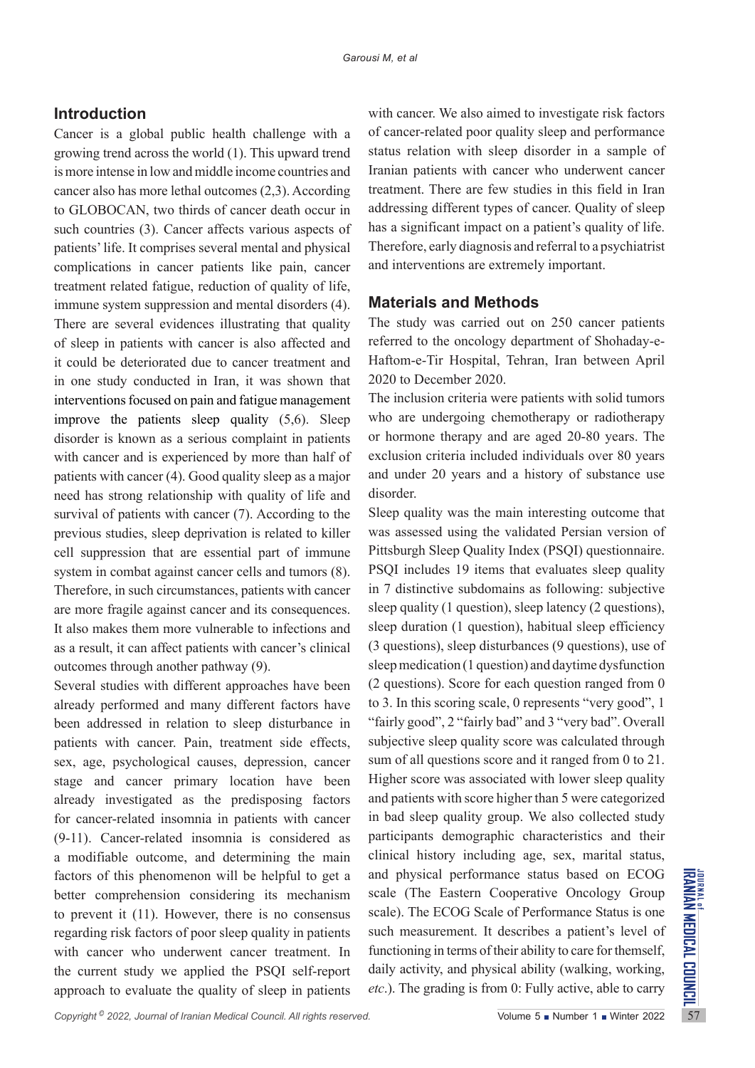## Introduction

Cancer is a global public health challenge with a growing trend across the world (1). This upward trend is more intense in low and middle income countries and cancer also has more lethal outcomes (2,3). According to GLOBOCAN, two thirds of cancer death occur in such countries (3). Cancer affects various aspects of patients' life. It comprises several mental and physical complications in cancer patients like pain, cancer treatment related fatigue, reduction of quality of life, immune system suppression and mental disorders (4). There are several evidences illustrating that quality of sleep in patients with cancer is also affected and it could be deteriorated due to cancer treatment and in one study conducted in Iran, it was shown that interventions focused on pain and fatigue management improve the patients sleep quality (5,6). Sleep disorder is known as a serious complaint in patients with cancer and is experienced by more than half of patients with cancer (4). Good quality sleep as a major need has strong relationship with quality of life and survival of patients with cancer (7). According to the previous studies, sleep deprivation is related to killer cell suppression that are essential part of immune system in combat against cancer cells and tumors (8). Therefore, in such circumstances, patients with cancer are more fragile against cancer and its consequences. It also makes them more vulnerable to infections and as a result, it can affect patients with cancer's clinical outcomes through another pathway (9).

Several studies with different approaches have been already performed and many different factors have been addressed in relation to sleep disturbance in patients with cancer. Pain, treatment side effects, sex, age, psychological causes, depression, cancer stage and cancer primary location have been already investigated as the predisposing factors for cancer-related insomnia in patients with cancer (9-11). Cancer-related insomnia is considered as a modifiable outcome, and determining the main factors of this phenomenon will be helpful to get a better comprehension considering its mechanism to prevent it (11). However, there is no consensus regarding risk factors of poor sleep quality in patients with cancer who underwent cancer treatment. In the current study we applied the PSQI self-report approach to evaluate the quality of sleep in patients with cancer. We also aimed to investigate risk factors of cancer-related poor quality sleep and performance status relation with sleep disorder in a sample of Iranian patients with cancer who underwent cancer treatment. There are few studies in this field in Iran addressing different types of cancer. Quality of sleep has a significant impact on a patient's quality of life. Therefore, early diagnosis and referral to a psychiatrist and interventions are extremely important.

## Materials and Methods

The study was carried out on 250 cancer patients referred to the oncology department of Shohaday-e-Haftom-e-Tir Hospital, Tehran, Iran between April 2020 to December 2020.

The inclusion criteria were patients with solid tumors who are undergoing chemotherapy or radiotherapy or hormone therapy and are aged 20-80 years. The exclusion criteria included individuals over 80 years and under 20 years and a history of substance use disorder.

Sleep quality was the main interesting outcome that was assessed using the validated Persian version of Pittsburgh Sleep Quality Index (PSQI) questionnaire. PSQI includes 19 items that evaluates sleep quality in 7 distinctive subdomains as following: subjective sleep quality (1 question), sleep latency (2 questions), sleep duration (1 question), habitual sleep efficiency (3 questions), sleep disturbances (9 questions), use of sleep medication (1 question) and daytime dysfunction (2 questions). Score for each question ranged from 0 to 3. In this scoring scale, 0 represents "very good", 1 "fairly good", 2 "fairly bad" and 3 "very bad". Overall subjective sleep quality score was calculated through sum of all questions score and it ranged from 0 to 21. Higher score was associated with lower sleep quality and patients with score higher than 5 were categorized in bad sleep quality group. We also collected study participants demographic characteristics and their clinical history including age, sex, marital status, and physical performance status based on ECOG scale (The Eastern Cooperative Oncology Group scale). The ECOG Scale of Performance Status is one such measurement. It describes a patient's level of functioning in terms of their ability to care for themself, daily activity, and physical ability (walking, working, *etc*.). The grading is from 0: Fully active, able to carry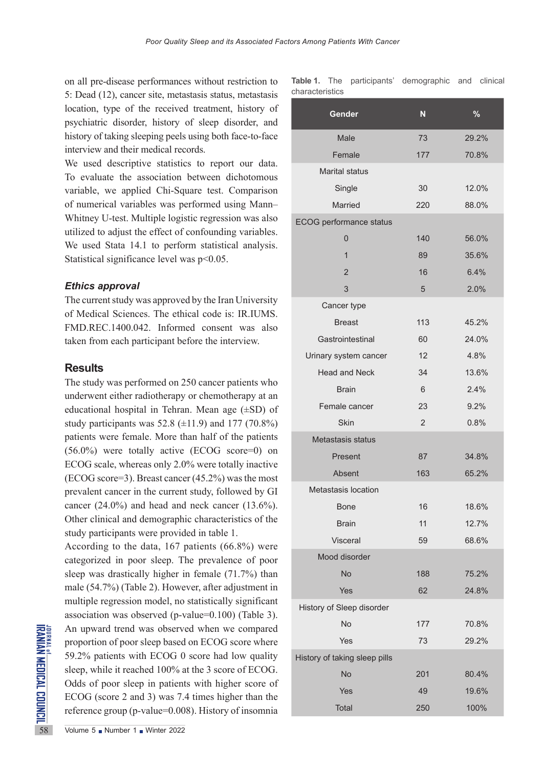on all pre-disease performances without restriction to 5: Dead (12), cancer site, metastasis status, metastasis location, type of the received treatment, history of psychiatric disorder, history of sleep disorder, and history of taking sleeping peels using both face-to-face interview and their medical records.

We used descriptive statistics to report our data. To evaluate the association between dichotomous variable, we applied Chi-Square test. Comparison of numerical variables was performed using Mann–Whitney U-test. Multiple logistic regression was also utilized to adjust the effect of confounding variables. We used Stata 14.1 to perform statistical analysis. Statistical significance level was $p<0.05$.

### *Ethics approval*

The current study was approved by the Iran University of Medical Sciences. The ethical code is: IR.IUMS.FMD.REC.1400.042. Informed consent was also taken from each participant before the interview.

## Results

The study was performed on 250 cancer patients who underwent either radiotherapy or chemotherapy at an educational hospital in Tehran. Mean age (±SD) of study participants was 52.8 (±11.9) and 177 (70.8%) patients were female. More than half of the patients (56.0%) were totally active (ECOG score=0) on ECOG scale, whereas only 2.0% were totally inactive (ECOG score=3). Breast cancer (45.2%) was the most prevalent cancer in the current study, followed by GI cancer (24.0%) and head and neck cancer (13.6%). Other clinical and demographic characteristics of the study participants were provided in table 1.

According to the data, 167 patients (66.8%) were categorized in poor sleep. The prevalence of poor sleep was drastically higher in female (71.7%) than male (54.7%) (Table 2). However, after adjustment in multiple regression model, no statistically significant association was observed (p-value=0.100) (Table 3). An upward trend was observed when we compared proportion of poor sleep based on ECOG score where 59.2% patients with ECOG 0 score had low quality sleep, while it reached 100% at the 3 score of ECOG. Odds of poor sleep in patients with higher score of ECOG (score 2 and 3) was 7.4 times higher than the reference group (p-value=0.008). History of insomnia

**Table 1.** The participants' demographic and clinical characteristics

| Gender | N | % |
|---|---|---|
| Male | 73 | 29.2% |
| Female | 177 | 70.8% |
| Marital status | | |
| Single | 30 | 12.0% |
| Married | 220 | 88.0% |
| ECOG performance status | | |
| 0 | 140 | 56.0% |
| 1 | 89 | 35.6% |
| 2 | 16 | 6.4% |
| 3 | 5 | 2.0% |
| Cancer type | | |
| Breast | 113 | 45.2% |
| Gastrointestinal | 60 | 24.0% |
| Urinary system cancer | 12 | 4.8% |
| Head and Neck | 34 | 13.6% |
| Brain | 6 | 2.4% |
| Female cancer | 23 | 9.2% |
| Skin | 2 | 0.8% |
| Metastasis status | | |
| Present | 87 | 34.8% |
| Absent | 163 | 65.2% |
| Metastasis location | | |
| Bone | 16 | 18.6% |
| Brain | 11 | 12.7% |
| Visceral | 59 | 68.6% |
| Mood disorder | | |
| No | 188 | 75.2% |
| Yes | 62 | 24.8% |
| History of Sleep disorder | | |
| No | 177 | 70.8% |
| Yes | 73 | 29.2% |
| History of taking sleep pills | | |
| No | 201 | 80.4% |
| Yes | 49 | 19.6% |
| Total | 250 | 100% |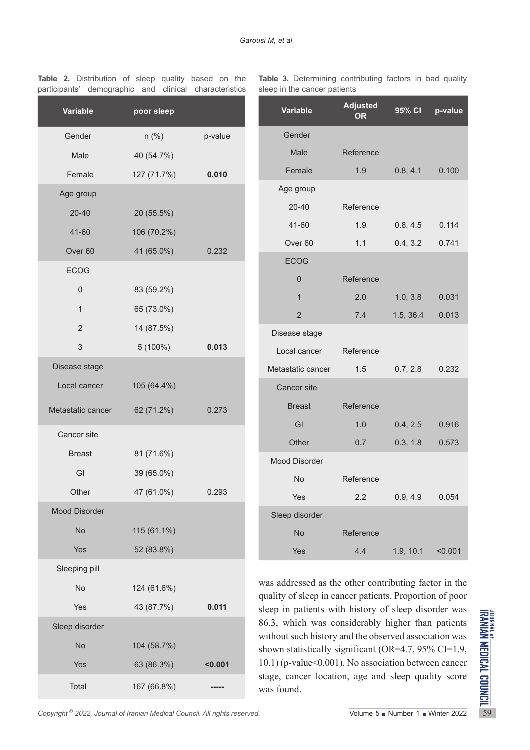**Table 2.** Distribution of sleep quality based on the participants' demographic and clinical characteristics

| Variable | poor sleep | |
|---|---|---|
| Gender | n (%) | p-value |
| Male | 40 (54.7%) | |
| Female | 127 (71.7%) | **0.010** |
| Age group | | |
| 20-40 | 20 (55.5%) | |
| 41-60 | 106 (70.2%) | |
| Over 60 | 41 (65.0%) | 0.232 |
| ECOG | | |
| 0 | 83 (59.2%) | |
| 1 | 65 (73.0%) | |
| 2 | 14 (87.5%) | |
| 3 | 5 (100%) | **0.013** |
| Disease stage | | |
| Local cancer | 105 (64.4%) | |
| Metastatic cancer | 62 (71.2%) | 0.273 |
| Cancer site | | |
| Breast | 81 (71.6%) | |
| GI | 39 (65.0%) | |
| Other | 47 (61.0%) | 0.293 |
| Mood Disorder | | |
| No | 115 (61.1%) | |
| Yes | 52 (83.8%) | |
| Sleeping pill | | |
| No | 124 (61.6%) | |
| Yes | 43 (87.7%) | **0.011** |
| Sleep disorder | | |
| No | 104 (58.7%) | |
| Yes | 63 (86.3%) | **<0.001** |
| Total | 167 (66.8%) | ----- |

**Table 3.** Determining contributing factors in bad quality sleep in the cancer patients

| Variable | Adjusted OR | 95% CI | p-value |
|---|---|---|---|
| Gender | | | |
| Male | Reference | | |
| Female | 1.9 | 0.8, 4.1 | 0.100 |
| Age group | | | |
| 20-40 | Reference | | |
| 41-60 | 1.9 | 0.8, 4.5 | 0.114 |
| Over 60 | 1.1 | 0.4, 3.2 | 0.741 |
| ECOG | | | |
| 0 | Reference | | |
| 1 | 2.0 | 1.0, 3.8 | 0.031 |
| 2 | 7.4 | 1.5, 36.4 | 0.013 |
| Disease stage | | | |
| Local cancer | Reference | | |
| Metastatic cancer | 1.5 | 0.7, 2.8 | 0.232 |
| Cancer site | | | |
| Breast | Reference | | |
| GI | 1.0 | 0.4, 2.5 | 0.916 |
| Other | 0.7 | 0.3, 1.8 | 0.573 |
| Mood Disorder | | | |
| No | Reference | | |
| Yes | 2.2 | 0.9, 4.9 | 0.054 |
| Sleep disorder | | | |
| No | Reference | | |
| Yes | 4.4 | 1.9, 10.1 | <0.001 |

was addressed as the other contributing factor in the quality of sleep in cancer patients. Proportion of poor sleep in patients with history of sleep disorder was 86.3, which was considerably higher than patients without such history and the observed association was shown statistically significant (OR=4.7, 95% CI=1.9, 10.1) (p-value<0.001). No association between cancer stage, cancer location, age and sleep quality score was found.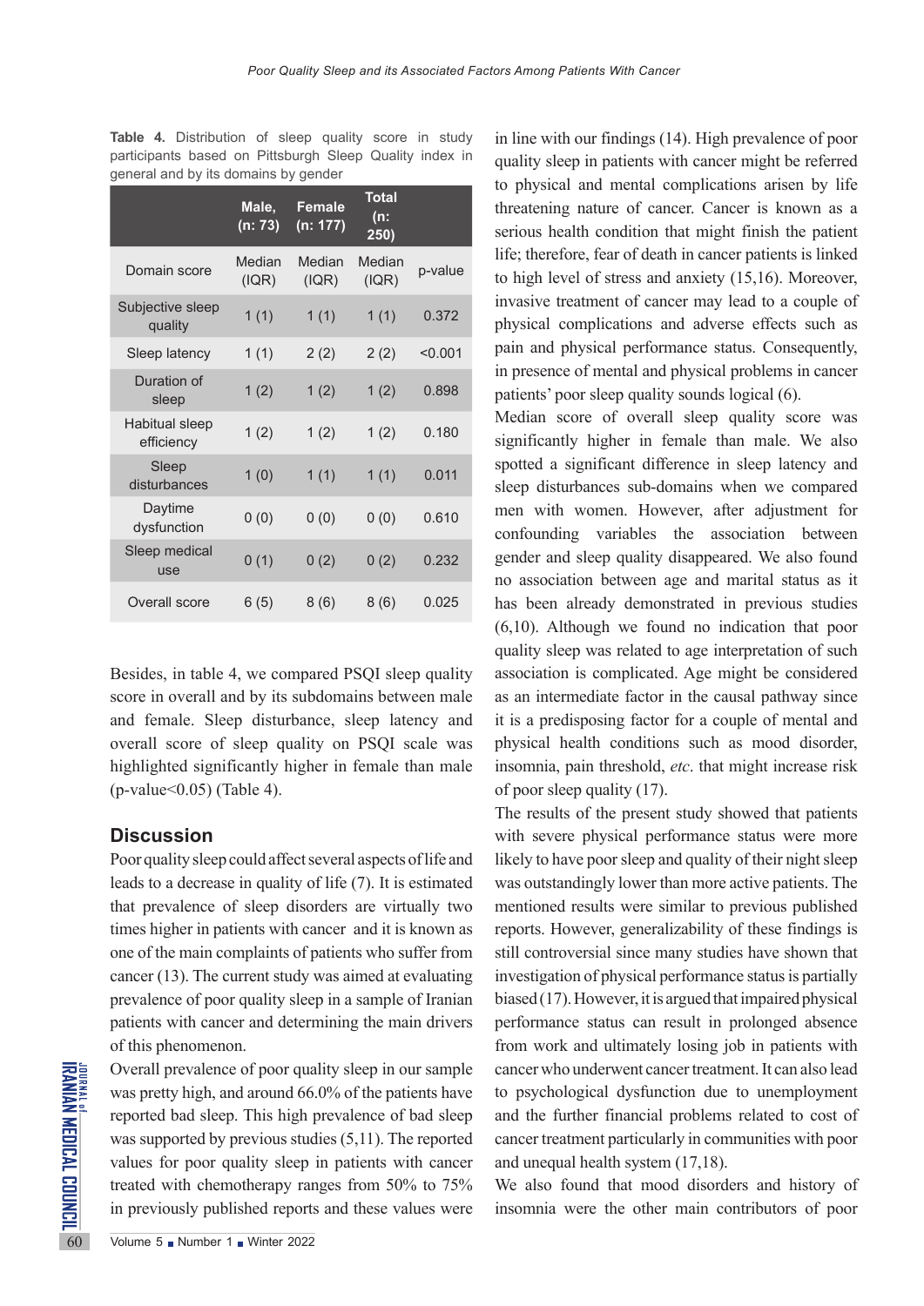**Table 4.** Distribution of sleep quality score in study participants based on Pittsburgh Sleep Quality index in general and by its domains by gender

| | Male, (n: 73) | Female (n: 177) | Total (n: 250) | |
|---|---|---|---|---|
| Domain score | Median (IQR) | Median (IQR) | Median (IQR) | p-value |
| Subjective sleep quality | 1 (1) | 1 (1) | 1 (1) | 0.372 |
| Sleep latency | 1 (1) | 2 (2) | 2 (2) | <0.001 |
| Duration of sleep | 1 (2) | 1 (2) | 1 (2) | 0.898 |
| Habitual sleep efficiency | 1 (2) | 1 (2) | 1 (2) | 0.180 |
| Sleep disturbances | 1 (0) | 1 (1) | 1 (1) | 0.011 |
| Daytime dysfunction | 0 (0) | 0 (0) | 0 (0) | 0.610 |
| Sleep medical use | 0 (1) | 0 (2) | 0 (2) | 0.232 |
| Overall score | 6 (5) | 8 (6) | 8 (6) | 0.025 |

Besides, in table 4, we compared PSQI sleep quality score in overall and by its subdomains between male and female. Sleep disturbance, sleep latency and overall score of sleep quality on PSQI scale was highlighted significantly higher in female than male (p-value<0.05) (Table 4).

## Discussion

Poor quality sleep could affect several aspects of life and leads to a decrease in quality of life (7). It is estimated that prevalence of sleep disorders are virtually two times higher in patients with cancer and it is known as one of the main complaints of patients who suffer from cancer (13). The current study was aimed at evaluating prevalence of poor quality sleep in a sample of Iranian patients with cancer and determining the main drivers of this phenomenon.

Overall prevalence of poor quality sleep in our sample was pretty high, and around 66.0% of the patients have reported bad sleep. This high prevalence of bad sleep was supported by previous studies (5,11). The reported values for poor quality sleep in patients with cancer treated with chemotherapy ranges from 50% to 75% in previously published reports and these values were in line with our findings (14). High prevalence of poor quality sleep in patients with cancer might be referred to physical and mental complications arisen by life threatening nature of cancer. Cancer is known as a serious health condition that might finish the patient life; therefore, fear of death in cancer patients is linked to high level of stress and anxiety (15,16). Moreover, invasive treatment of cancer may lead to a couple of physical complications and adverse effects such as pain and physical performance status. Consequently, in presence of mental and physical problems in cancer patients' poor sleep quality sounds logical (6).

Median score of overall sleep quality score was significantly higher in female than male. We also spotted a significant difference in sleep latency and sleep disturbances sub-domains when we compared men with women. However, after adjustment for confounding variables the association between gender and sleep quality disappeared. We also found no association between age and marital status as it has been already demonstrated in previous studies (6,10). Although we found no indication that poor quality sleep was related to age interpretation of such association is complicated. Age might be considered as an intermediate factor in the causal pathway since it is a predisposing factor for a couple of mental and physical health conditions such as mood disorder, insomnia, pain threshold, *etc*. that might increase risk of poor sleep quality (17).

The results of the present study showed that patients with severe physical performance status were more likely to have poor sleep and quality of their night sleep was outstandingly lower than more active patients. The mentioned results were similar to previous published reports. However, generalizability of these findings is still controversial since many studies have shown that investigation of physical performance status is partially biased (17). However, it is argued that impaired physical performance status can result in prolonged absence from work and ultimately losing job in patients with cancer who underwent cancer treatment. It can also lead to psychological dysfunction due to unemployment and the further financial problems related to cost of cancer treatment particularly in communities with poor and unequal health system (17,18).

We also found that mood disorders and history of insomnia were the other main contributors of poor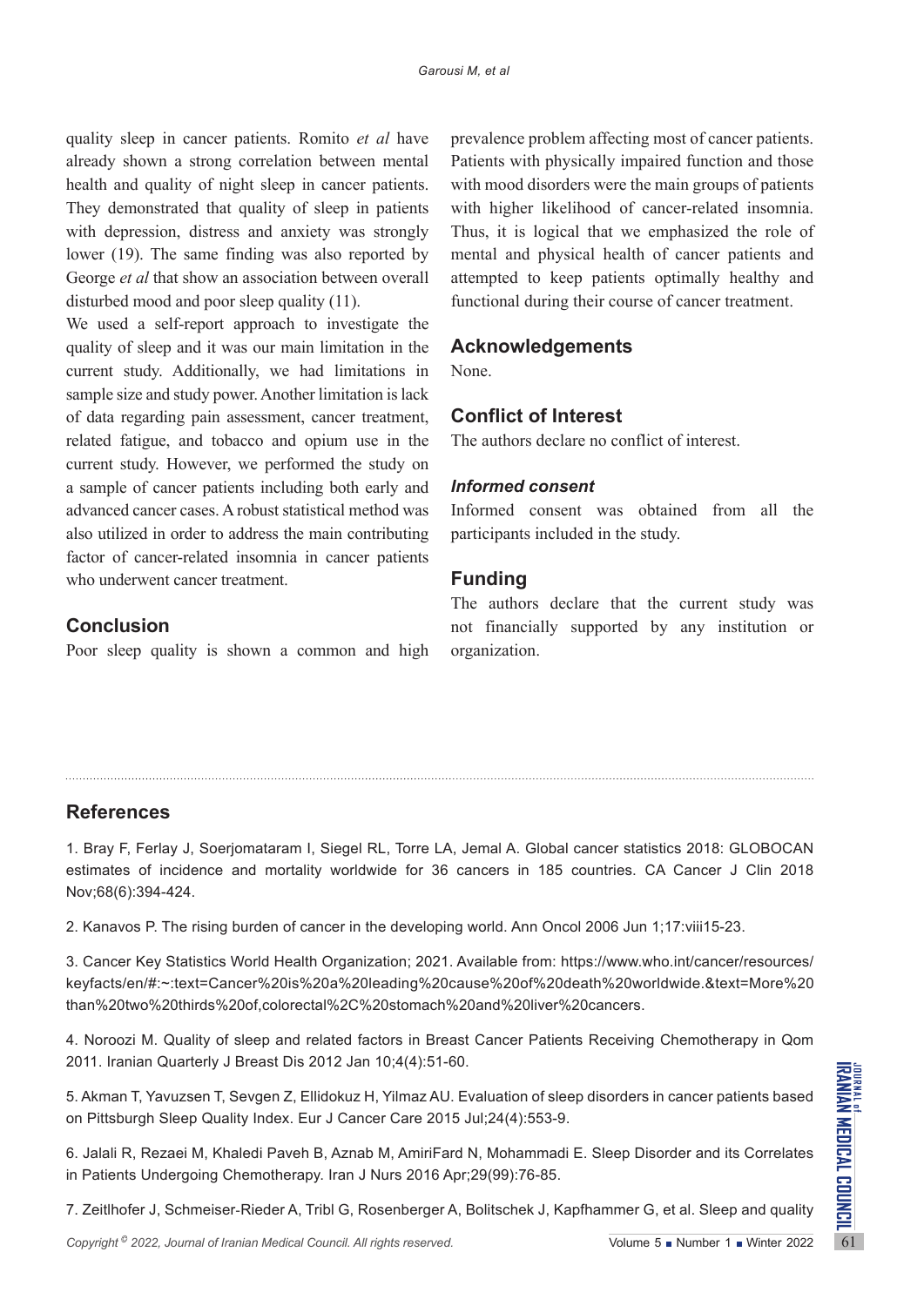quality sleep in cancer patients. Romito *et al* have already shown a strong correlation between mental health and quality of night sleep in cancer patients. They demonstrated that quality of sleep in patients with depression, distress and anxiety was strongly lower (19). The same finding was also reported by George *et al* that show an association between overall disturbed mood and poor sleep quality (11).

We used a self-report approach to investigate the quality of sleep and it was our main limitation in the current study. Additionally, we had limitations in sample size and study power. Another limitation is lack of data regarding pain assessment, cancer treatment, related fatigue, and tobacco and opium use in the current study. However, we performed the study on a sample of cancer patients including both early and advanced cancer cases. A robust statistical method was also utilized in order to address the main contributing factor of cancer-related insomnia in cancer patients who underwent cancer treatment.

## Conclusion

Poor sleep quality is shown a common and high prevalence problem affecting most of cancer patients. Patients with physically impaired function and those with mood disorders were the main groups of patients with higher likelihood of cancer-related insomnia. Thus, it is logical that we emphasized the role of mental and physical health of cancer patients and attempted to keep patients optimally healthy and functional during their course of cancer treatment.

## Acknowledgements

None.

## Conflict of Interest

The authors declare no conflict of interest.

### *Informed consent*

Informed consent was obtained from all the participants included in the study.

## Funding

The authors declare that the current study was not financially supported by any institution or organization.

## References

1. Bray F, Ferlay J, Soerjomataram I, Siegel RL, Torre LA, Jemal A. Global cancer statistics 2018: GLOBOCAN estimates of incidence and mortality worldwide for 36 cancers in 185 countries. CA Cancer J Clin 2018 Nov;68(6):394-424.

2. Kanavos P. The rising burden of cancer in the developing world. Ann Oncol 2006 Jun 1;17:viii15-23.

3. Cancer Key Statistics World Health Organization; 2021. Available from: https://www.who.int/cancer/resources/keyfacts/en/#:~:text=Cancer%20is%20a%20leading%20cause%20of%20death%20worldwide.&text=More%20than%20two%20thirds%20of,colorectal%2C%20stomach%20and%20liver%20cancers.

4. Noroozi M. Quality of sleep and related factors in Breast Cancer Patients Receiving Chemotherapy in Qom 2011. Iranian Quarterly J Breast Dis 2012 Jan 10;4(4):51-60.

5. Akman T, Yavuzsen T, Sevgen Z, Ellidokuz H, Yilmaz AU. Evaluation of sleep disorders in cancer patients based on Pittsburgh Sleep Quality Index. Eur J Cancer Care 2015 Jul;24(4):553-9.

6. Jalali R, Rezaei M, Khaledi Paveh B, Aznab M, AmiriFard N, Mohammadi E. Sleep Disorder and its Correlates in Patients Undergoing Chemotherapy. Iran J Nurs 2016 Apr;29(99):76-85.

7. Zeitlhofer J, Schmeiser-Rieder A, Tribl G, Rosenberger A, Bolitschek J, Kapfhammer G, et al. Sleep and quality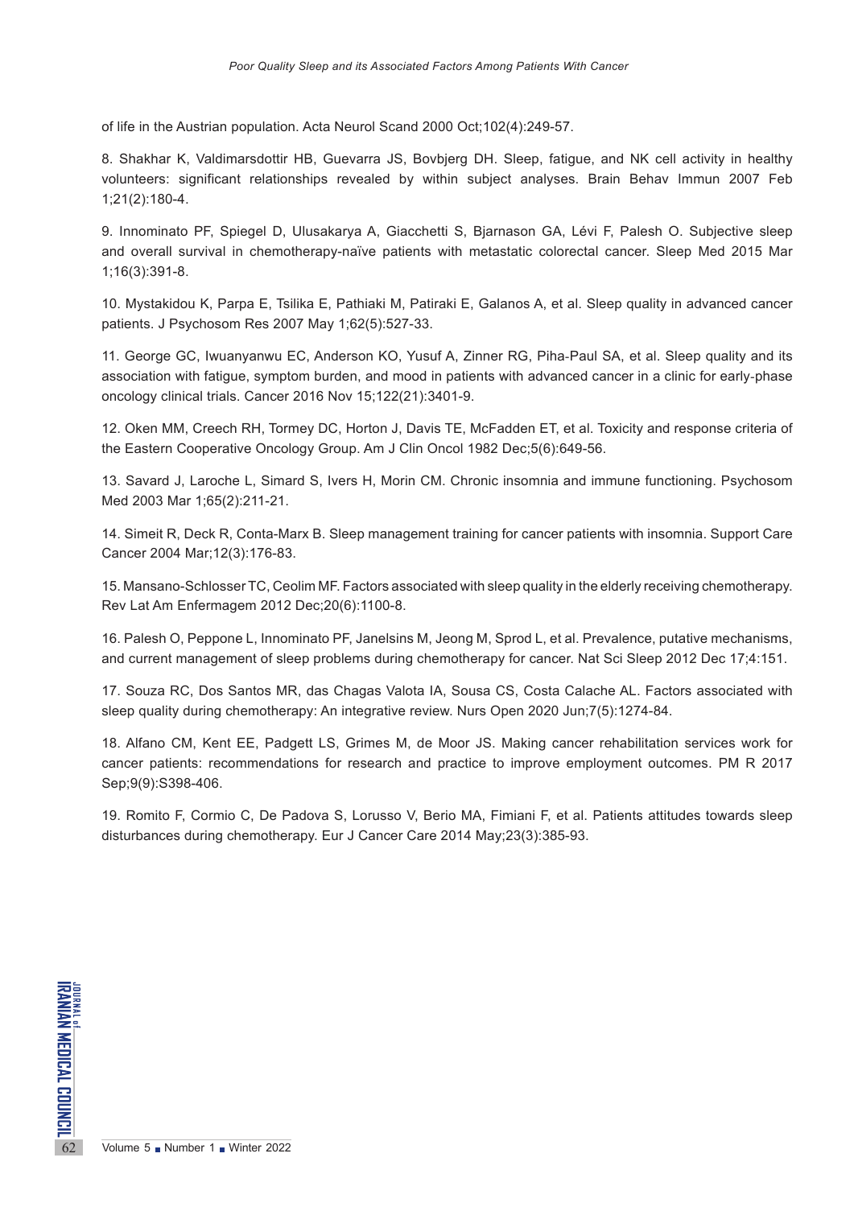of life in the Austrian population. Acta Neurol Scand 2000 Oct;102(4):249-57.

8. Shakhar K, Valdimarsdottir HB, Guevarra JS, Bovbjerg DH. Sleep, fatigue, and NK cell activity in healthy volunteers: significant relationships revealed by within subject analyses. Brain Behav Immun 2007 Feb 1;21(2):180-4.

9. Innominato PF, Spiegel D, Ulusakarya A, Giacchetti S, Bjarnason GA, Lévi F, Palesh O. Subjective sleep and overall survival in chemotherapy-naïve patients with metastatic colorectal cancer. Sleep Med 2015 Mar 1;16(3):391-8.

10. Mystakidou K, Parpa E, Tsilika E, Pathiaki M, Patiraki E, Galanos A, et al. Sleep quality in advanced cancer patients. J Psychosom Res 2007 May 1;62(5):527-33.

11. George GC, Iwuanyanwu EC, Anderson KO, Yusuf A, Zinner RG, Piha-Paul SA, et al. Sleep quality and its association with fatigue, symptom burden, and mood in patients with advanced cancer in a clinic for early-phase oncology clinical trials. Cancer 2016 Nov 15;122(21):3401-9.

12. Oken MM, Creech RH, Tormey DC, Horton J, Davis TE, McFadden ET, et al. Toxicity and response criteria of the Eastern Cooperative Oncology Group. Am J Clin Oncol 1982 Dec;5(6):649-56.

13. Savard J, Laroche L, Simard S, Ivers H, Morin CM. Chronic insomnia and immune functioning. Psychosom Med 2003 Mar 1;65(2):211-21.

14. Simeit R, Deck R, Conta-Marx B. Sleep management training for cancer patients with insomnia. Support Care Cancer 2004 Mar;12(3):176-83.

15. Mansano-Schlosser TC, Ceolim MF. Factors associated with sleep quality in the elderly receiving chemotherapy. Rev Lat Am Enfermagem 2012 Dec;20(6):1100-8.

16. Palesh O, Peppone L, Innominato PF, Janelsins M, Jeong M, Sprod L, et al. Prevalence, putative mechanisms, and current management of sleep problems during chemotherapy for cancer. Nat Sci Sleep 2012 Dec 17;4:151.

17. Souza RC, Dos Santos MR, das Chagas Valota IA, Sousa CS, Costa Calache AL. Factors associated with sleep quality during chemotherapy: An integrative review. Nurs Open 2020 Jun;7(5):1274-84.

18. Alfano CM, Kent EE, Padgett LS, Grimes M, de Moor JS. Making cancer rehabilitation services work for cancer patients: recommendations for research and practice to improve employment outcomes. PM R 2017 Sep;9(9):S398-406.

19. Romito F, Cormio C, De Padova S, Lorusso V, Berio MA, Fimiani F, et al. Patients attitudes towards sleep disturbances during chemotherapy. Eur J Cancer Care 2014 May;23(3):385-93.